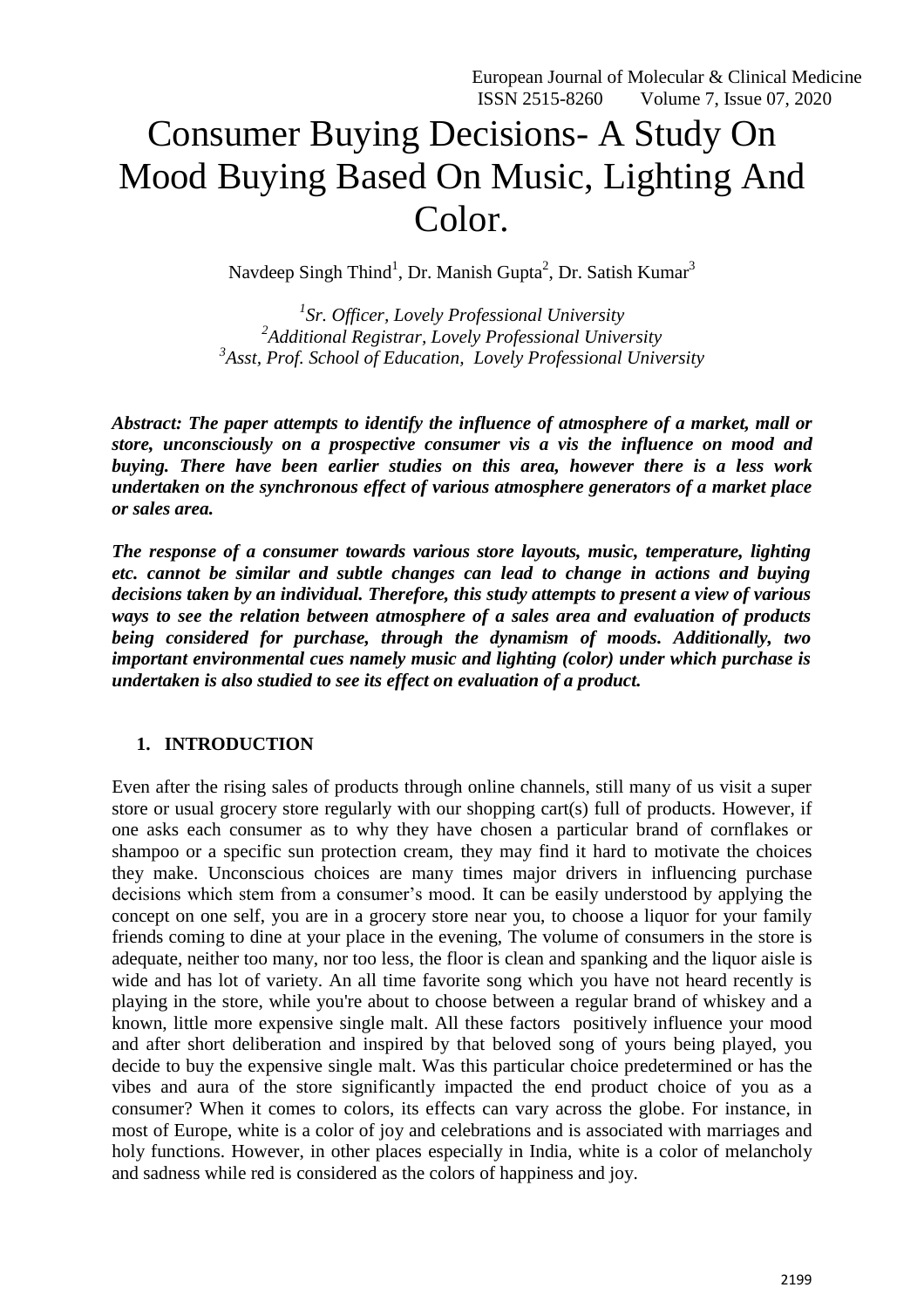# Consumer Buying Decisions- A Study On Mood Buying Based On Music, Lighting And Color.

Navdeep Singh Thind[1], Dr. Manish Gupta[2], Dr. Satish Kumar[3]

*[1]Sr. Officer, Lovely Professional University*
*[2]Additional Registrar, Lovely Professional University*
*[3]Asst, Prof. School of Education, Lovely Professional University*

***Abstract: The paper attempts to identify the influence of atmosphere of a market, mall or store, unconsciously on a prospective consumer vis a vis the influence on mood and buying. There have been earlier studies on this area, however there is a less work undertaken on the synchronous effect of various atmosphere generators of a market place or sales area.***

***The response of a consumer towards various store layouts, music, temperature, lighting etc. cannot be similar and subtle changes can lead to change in actions and buying decisions taken by an individual. Therefore, this study attempts to present a view of various ways to see the relation between atmosphere of a sales area and evaluation of products being considered for purchase, through the dynamism of moods. Additionally, two important environmental cues namely music and lighting (color) under which purchase is undertaken is also studied to see its effect on evaluation of a product.***

## 1. INTRODUCTION

Even after the rising sales of products through online channels, still many of us visit a super store or usual grocery store regularly with our shopping cart(s) full of products. However, if one asks each consumer as to why they have chosen a particular brand of cornflakes or shampoo or a specific sun protection cream, they may find it hard to motivate the choices they make. Unconscious choices are many times major drivers in influencing purchase decisions which stem from a consumer's mood. It can be easily understood by applying the concept on one self, you are in a grocery store near you, to choose a liquor for your family friends coming to dine at your place in the evening, The volume of consumers in the store is adequate, neither too many, nor too less, the floor is clean and spanking and the liquor aisle is wide and has lot of variety. An all time favorite song which you have not heard recently is playing in the store, while you're about to choose between a regular brand of whiskey and a known, little more expensive single malt. All these factors positively influence your mood and after short deliberation and inspired by that beloved song of yours being played, you decide to buy the expensive single malt. Was this particular choice predetermined or has the vibes and aura of the store significantly impacted the end product choice of you as a consumer? When it comes to colors, its effects can vary across the globe. For instance, in most of Europe, white is a color of joy and celebrations and is associated with marriages and holy functions. However, in other places especially in India, white is a color of melancholy and sadness while red is considered as the colors of happiness and joy.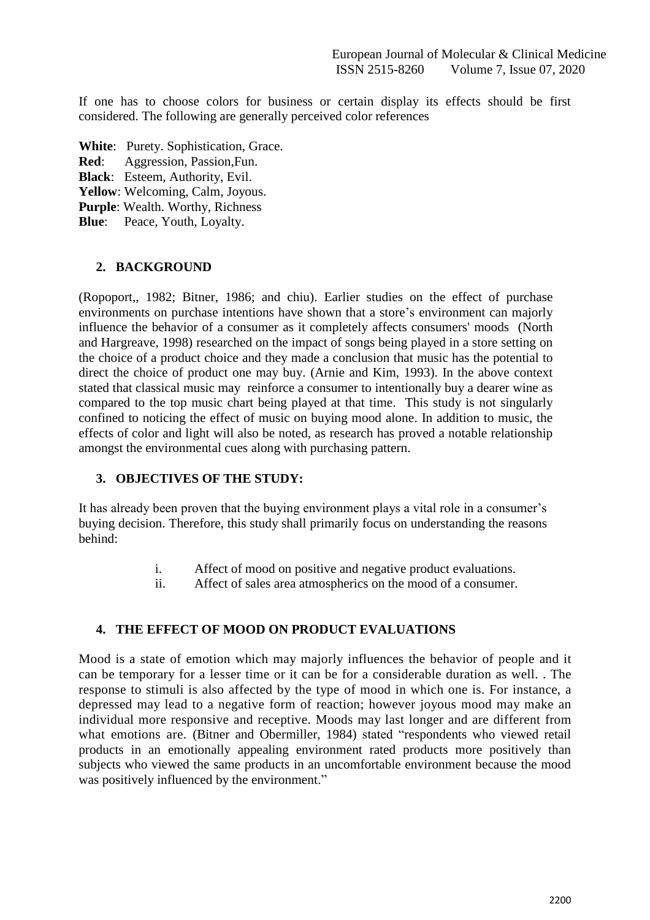If one has to choose colors for business or certain display its effects should be first considered. The following are generally perceived color references

**White**: Purety. Sophistication, Grace.
**Red**: Aggression, Passion,Fun.
**Black**: Esteem, Authority, Evil.
**Yellow**: Welcoming, Calm, Joyous.
**Purple**: Wealth. Worthy, Richness
**Blue**: Peace, Youth, Loyalty.

## 2. BACKGROUND

(Ropoport,, 1982; Bitner, 1986; and chiu). Earlier studies on the effect of purchase environments on purchase intentions have shown that a store's environment can majorly influence the behavior of a consumer as it completely affects consumers' moods (North and Hargreave, 1998) researched on the impact of songs being played in a store setting on the choice of a product choice and they made a conclusion that music has the potential to direct the choice of product one may buy. (Arnie and Kim, 1993). In the above context stated that classical music may reinforce a consumer to intentionally buy a dearer wine as compared to the top music chart being played at that time. This study is not singularly confined to noticing the effect of music on buying mood alone. In addition to music, the effects of color and light will also be noted, as research has proved a notable relationship amongst the environmental cues along with purchasing pattern.

## 3. OBJECTIVES OF THE STUDY:

It has already been proven that the buying environment plays a vital role in a consumer's buying decision. Therefore, this study shall primarily focus on understanding the reasons behind:

i. Affect of mood on positive and negative product evaluations.
ii. Affect of sales area atmospherics on the mood of a consumer.

## 4. THE EFFECT OF MOOD ON PRODUCT EVALUATIONS

Mood is a state of emotion which may majorly influences the behavior of people and it can be temporary for a lesser time or it can be for a considerable duration as well. . The response to stimuli is also affected by the type of mood in which one is. For instance, a depressed may lead to a negative form of reaction; however joyous mood may make an individual more responsive and receptive. Moods may last longer and are different from what emotions are. (Bitner and Obermiller, 1984) stated "respondents who viewed retail products in an emotionally appealing environment rated products more positively than subjects who viewed the same products in an uncomfortable environment because the mood was positively influenced by the environment."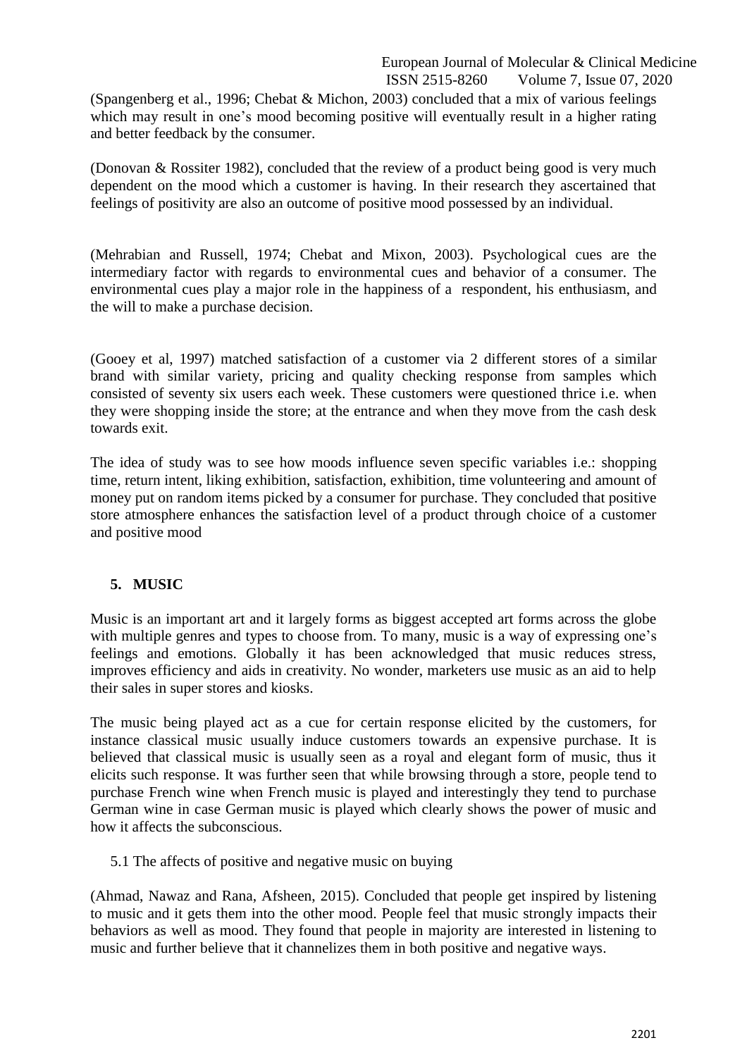(Spangenberg et al., 1996; Chebat & Michon, 2003) concluded that a mix of various feelings which may result in one's mood becoming positive will eventually result in a higher rating and better feedback by the consumer.

(Donovan & Rossiter 1982), concluded that the review of a product being good is very much dependent on the mood which a customer is having. In their research they ascertained that feelings of positivity are also an outcome of positive mood possessed by an individual.

(Mehrabian and Russell, 1974; Chebat and Mixon, 2003). Psychological cues are the intermediary factor with regards to environmental cues and behavior of a consumer. The environmental cues play a major role in the happiness of a respondent, his enthusiasm, and the will to make a purchase decision.

(Gooey et al, 1997) matched satisfaction of a customer via 2 different stores of a similar brand with similar variety, pricing and quality checking response from samples which consisted of seventy six users each week. These customers were questioned thrice i.e. when they were shopping inside the store; at the entrance and when they move from the cash desk towards exit.

The idea of study was to see how moods influence seven specific variables i.e.: shopping time, return intent, liking exhibition, satisfaction, exhibition, time volunteering and amount of money put on random items picked by a consumer for purchase. They concluded that positive store atmosphere enhances the satisfaction level of a product through choice of a customer and positive mood

## 5. MUSIC

Music is an important art and it largely forms as biggest accepted art forms across the globe with multiple genres and types to choose from. To many, music is a way of expressing one's feelings and emotions. Globally it has been acknowledged that music reduces stress, improves efficiency and aids in creativity. No wonder, marketers use music as an aid to help their sales in super stores and kiosks.

The music being played act as a cue for certain response elicited by the customers, for instance classical music usually induce customers towards an expensive purchase. It is believed that classical music is usually seen as a royal and elegant form of music, thus it elicits such response. It was further seen that while browsing through a store, people tend to purchase French wine when French music is played and interestingly they tend to purchase German wine in case German music is played which clearly shows the power of music and how it affects the subconscious.

### 5.1 The affects of positive and negative music on buying

(Ahmad, Nawaz and Rana, Afsheen, 2015). Concluded that people get inspired by listening to music and it gets them into the other mood. People feel that music strongly impacts their behaviors as well as mood. They found that people in majority are interested in listening to music and further believe that it channelizes them in both positive and negative ways.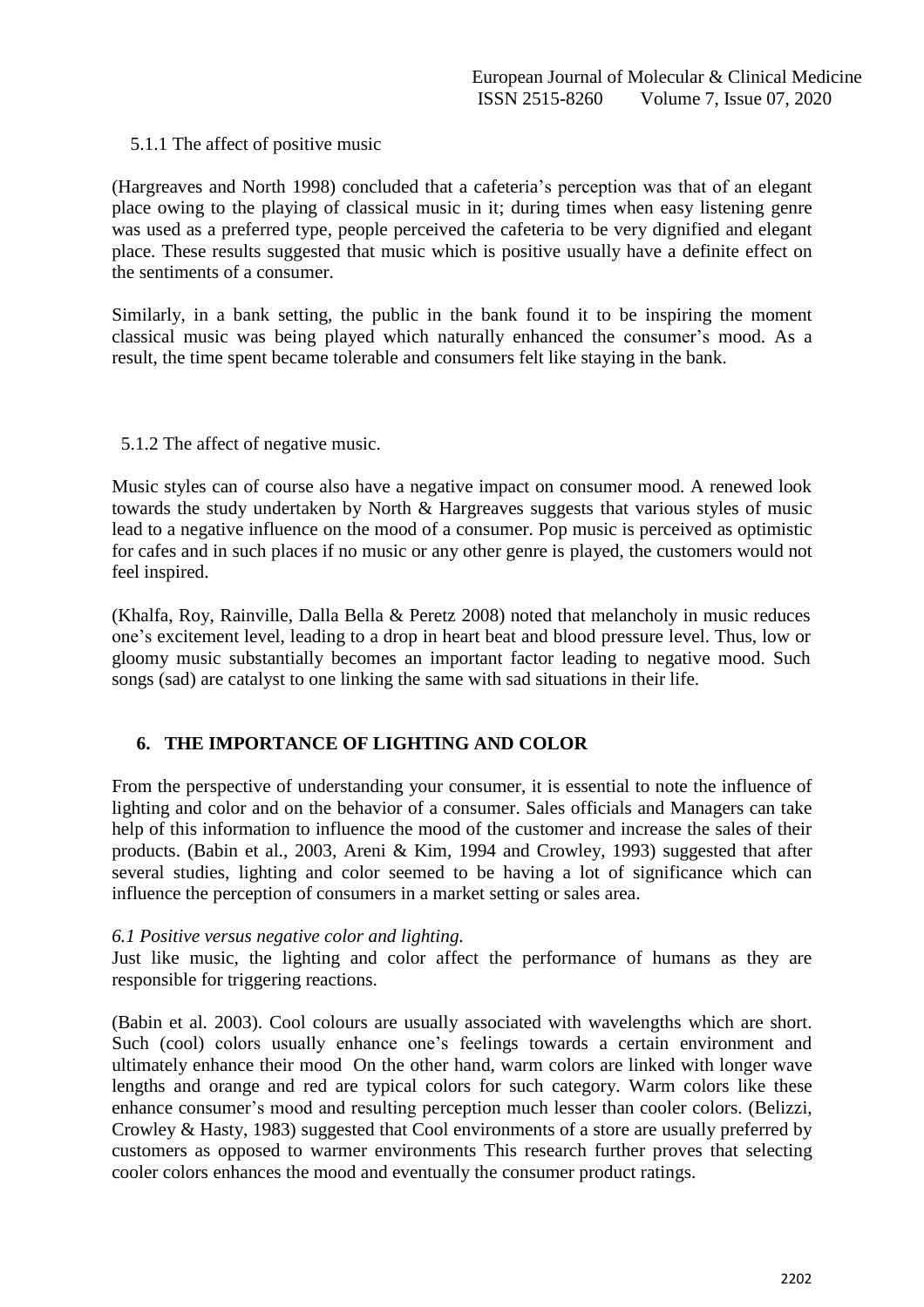### 5.1.1 The affect of positive music

(Hargreaves and North 1998) concluded that a cafeteria's perception was that of an elegant place owing to the playing of classical music in it; during times when easy listening genre was used as a preferred type, people perceived the cafeteria to be very dignified and elegant place. These results suggested that music which is positive usually have a definite effect on the sentiments of a consumer.

Similarly, in a bank setting, the public in the bank found it to be inspiring the moment classical music was being played which naturally enhanced the consumer's mood. As a result, the time spent became tolerable and consumers felt like staying in the bank.

### 5.1.2 The affect of negative music.

Music styles can of course also have a negative impact on consumer mood. A renewed look towards the study undertaken by North & Hargreaves suggests that various styles of music lead to a negative influence on the mood of a consumer. Pop music is perceived as optimistic for cafes and in such places if no music or any other genre is played, the customers would not feel inspired.

(Khalfa, Roy, Rainville, Dalla Bella & Peretz 2008) noted that melancholy in music reduces one's excitement level, leading to a drop in heart beat and blood pressure level. Thus, low or gloomy music substantially becomes an important factor leading to negative mood. Such songs (sad) are catalyst to one linking the same with sad situations in their life.

## 6. THE IMPORTANCE OF LIGHTING AND COLOR

From the perspective of understanding your consumer, it is essential to note the influence of lighting and color and on the behavior of a consumer. Sales officials and Managers can take help of this information to influence the mood of the customer and increase the sales of their products. (Babin et al., 2003, Areni & Kim, 1994 and Crowley, 1993) suggested that after several studies, lighting and color seemed to be having a lot of significance which can influence the perception of consumers in a market setting or sales area.

*6.1 Positive versus negative color and lighting.*

Just like music, the lighting and color affect the performance of humans as they are responsible for triggering reactions.

(Babin et al. 2003). Cool colours are usually associated with wavelengths which are short. Such (cool) colors usually enhance one's feelings towards a certain environment and ultimately enhance their mood On the other hand, warm colors are linked with longer wave lengths and orange and red are typical colors for such category. Warm colors like these enhance consumer's mood and resulting perception much lesser than cooler colors. (Belizzi, Crowley & Hasty, 1983) suggested that Cool environments of a store are usually preferred by customers as opposed to warmer environments This research further proves that selecting cooler colors enhances the mood and eventually the consumer product ratings.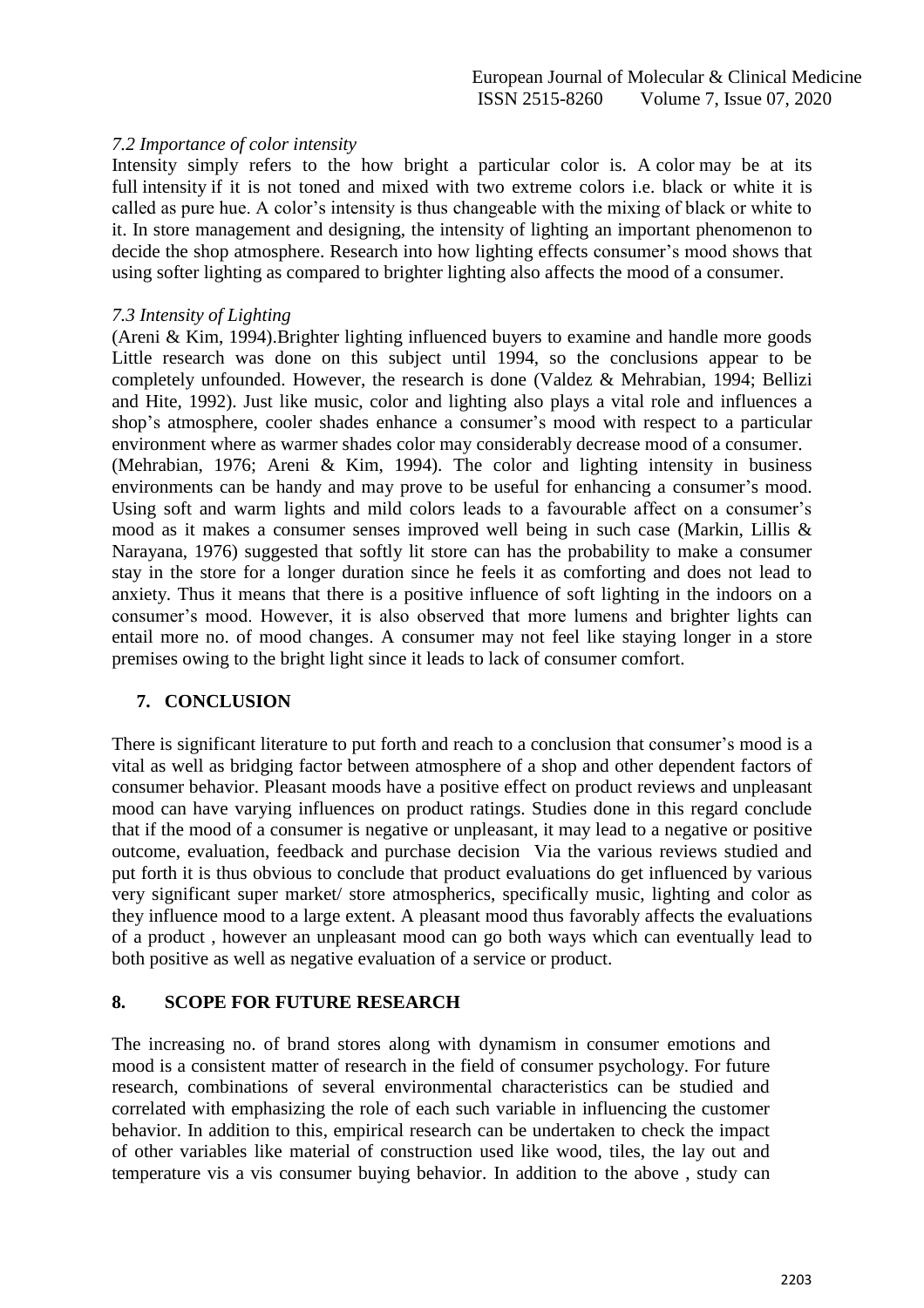### *7.2 Importance of color intensity*

Intensity simply refers to the how bright a particular color is. A color may be at its full intensity if it is not toned and mixed with two extreme colors i.e. black or white it is called as pure hue. A color's intensity is thus changeable with the mixing of black or white to it. In store management and designing, the intensity of lighting an important phenomenon to decide the shop atmosphere. Research into how lighting effects consumer's mood shows that using softer lighting as compared to brighter lighting also affects the mood of a consumer.

### *7.3 Intensity of Lighting*

(Areni & Kim, 1994).Brighter lighting influenced buyers to examine and handle more goods Little research was done on this subject until 1994, so the conclusions appear to be completely unfounded. However, the research is done (Valdez & Mehrabian, 1994; Bellizi and Hite, 1992). Just like music, color and lighting also plays a vital role and influences a shop's atmosphere, cooler shades enhance a consumer's mood with respect to a particular environment where as warmer shades color may considerably decrease mood of a consumer.
(Mehrabian, 1976; Areni & Kim, 1994). The color and lighting intensity in business environments can be handy and may prove to be useful for enhancing a consumer's mood. Using soft and warm lights and mild colors leads to a favourable affect on a consumer's mood as it makes a consumer senses improved well being in such case (Markin, Lillis & Narayana, 1976) suggested that softly lit store can has the probability to make a consumer stay in the store for a longer duration since he feels it as comforting and does not lead to anxiety. Thus it means that there is a positive influence of soft lighting in the indoors on a consumer's mood. However, it is also observed that more lumens and brighter lights can entail more no. of mood changes. A consumer may not feel like staying longer in a store premises owing to the bright light since it leads to lack of consumer comfort.

## 7. CONCLUSION

There is significant literature to put forth and reach to a conclusion that consumer's mood is a vital as well as bridging factor between atmosphere of a shop and other dependent factors of consumer behavior. Pleasant moods have a positive effect on product reviews and unpleasant mood can have varying influences on product ratings. Studies done in this regard conclude that if the mood of a consumer is negative or unpleasant, it may lead to a negative or positive outcome, evaluation, feedback and purchase decision Via the various reviews studied and put forth it is thus obvious to conclude that product evaluations do get influenced by various very significant super market/ store atmospherics, specifically music, lighting and color as they influence mood to a large extent. A pleasant mood thus favorably affects the evaluations of a product , however an unpleasant mood can go both ways which can eventually lead to both positive as well as negative evaluation of a service or product.

## 8. SCOPE FOR FUTURE RESEARCH

The increasing no. of brand stores along with dynamism in consumer emotions and mood is a consistent matter of research in the field of consumer psychology. For future research, combinations of several environmental characteristics can be studied and correlated with emphasizing the role of each such variable in influencing the customer behavior. In addition to this, empirical research can be undertaken to check the impact of other variables like material of construction used like wood, tiles, the lay out and temperature vis a vis consumer buying behavior. In addition to the above , study can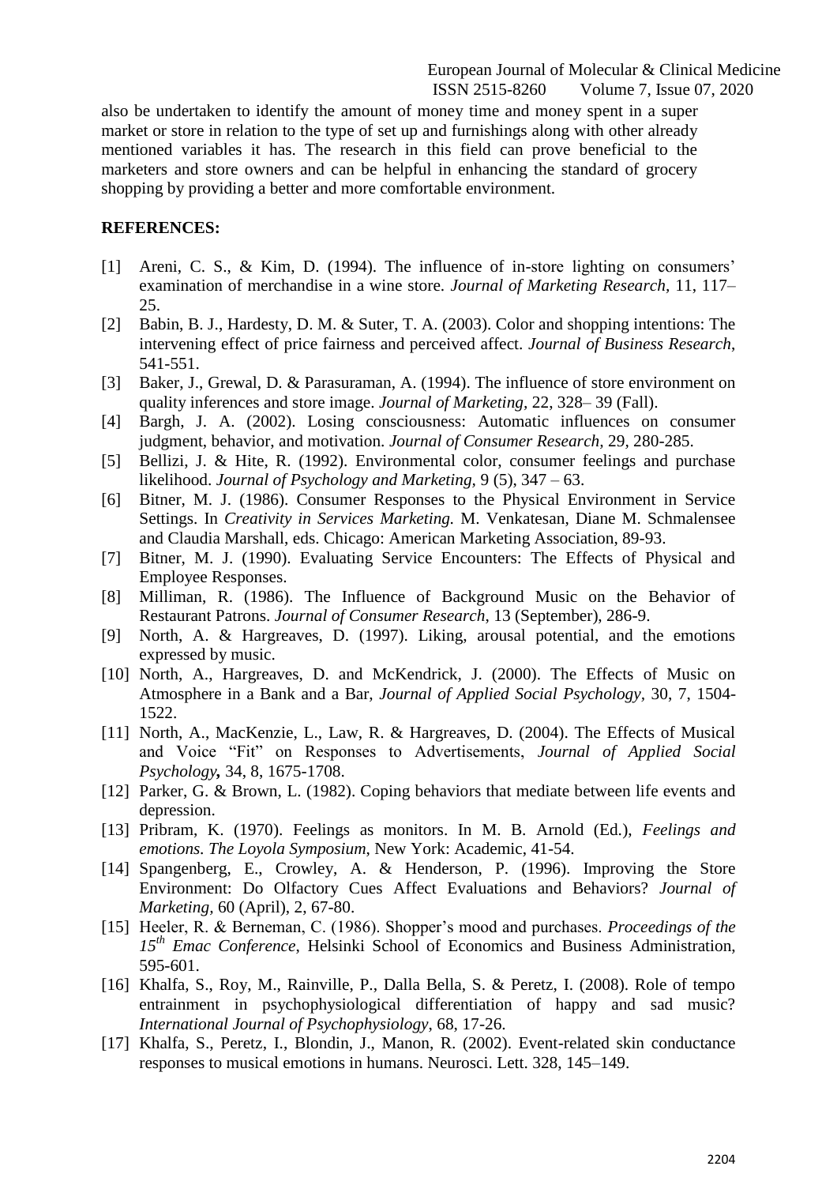also be undertaken to identify the amount of money time and money spent in a super market or store in relation to the type of set up and furnishings along with other already mentioned variables it has. The research in this field can prove beneficial to the marketers and store owners and can be helpful in enhancing the standard of grocery shopping by providing a better and more comfortable environment.

## REFERENCES:

[1] Areni, C. S., & Kim, D. (1994). The influence of in-store lighting on consumers' examination of merchandise in a wine store. *Journal of Marketing Research,* 11, 117–25.

[2] Babin, B. J., Hardesty, D. M. & Suter, T. A. (2003). Color and shopping intentions: The intervening effect of price fairness and perceived affect. *Journal of Business Research*, 541-551.

[3] Baker, J., Grewal, D. & Parasuraman, A. (1994). The influence of store environment on quality inferences and store image. *Journal of Marketing,* 22, 328– 39 (Fall).

[4] Bargh, J. A. (2002). Losing consciousness: Automatic influences on consumer judgment, behavior, and motivation. *Journal of Consumer Research,* 29, 280-285.

[5] Bellizi, J. & Hite, R. (1992). Environmental color, consumer feelings and purchase likelihood. *Journal of Psychology and Marketing,* 9 (5), 347 – 63.

[6] Bitner, M. J. (1986). Consumer Responses to the Physical Environment in Service Settings. In *Creativity in Services Marketing.* M. Venkatesan, Diane M. Schmalensee and Claudia Marshall, eds. Chicago: American Marketing Association, 89-93.

[7] Bitner, M. J. (1990). Evaluating Service Encounters: The Effects of Physical and Employee Responses.

[8] Milliman, R. (1986). The Influence of Background Music on the Behavior of Restaurant Patrons. *Journal of Consumer Research,* 13 (September), 286-9.

[9] North, A. & Hargreaves, D. (1997). Liking, arousal potential, and the emotions expressed by music.

[10] North, A., Hargreaves, D. and McKendrick, J. (2000). The Effects of Music on Atmosphere in a Bank and a Bar, *Journal of Applied Social Psychology,* 30, 7, 1504-1522.

[11] North, A., MacKenzie, L., Law, R. & Hargreaves, D. (2004). The Effects of Musical and Voice "Fit" on Responses to Advertisements, *Journal of Applied Social Psychology***,** 34, 8, 1675-1708.

[12] Parker, G. & Brown, L. (1982). Coping behaviors that mediate between life events and depression.

[13] Pribram, K. (1970). Feelings as monitors. In M. B. Arnold (Ed.), *Feelings and emotions. The Loyola Symposium*, New York: Academic, 41-54.

[14] Spangenberg, E., Crowley, A. & Henderson, P. (1996). Improving the Store Environment: Do Olfactory Cues Affect Evaluations and Behaviors? *Journal of Marketing,* 60 (April), 2, 67-80.

[15] Heeler, R. & Berneman, C. (1986). Shopper's mood and purchases. *Proceedings of the 15th Emac Conference*, Helsinki School of Economics and Business Administration, 595-601.

[16] Khalfa, S., Roy, M., Rainville, P., Dalla Bella, S. & Peretz, I. (2008). Role of tempo entrainment in psychophysiological differentiation of happy and sad music? *International Journal of Psychophysiology,* 68, 17-26.

[17] Khalfa, S., Peretz, I., Blondin, J., Manon, R. (2002). Event-related skin conductance responses to musical emotions in humans. Neurosci. Lett. 328, 145–149.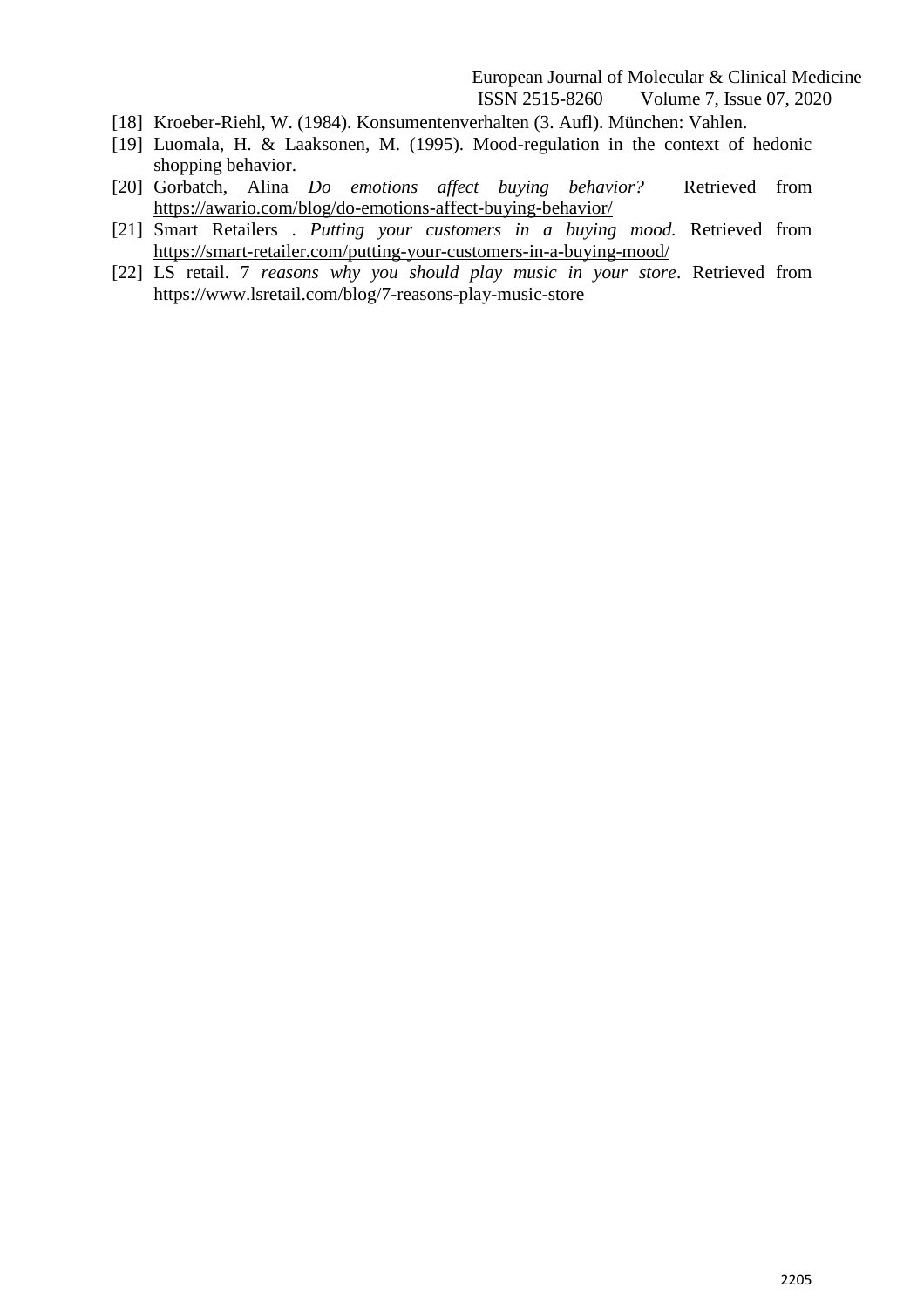[18] Kroeber-Riehl, W. (1984). Konsumentenverhalten (3. Aufl). München: Vahlen.

[19] Luomala, H. & Laaksonen, M. (1995). Mood-regulation in the context of hedonic shopping behavior.

[20] Gorbatch, Alina *Do emotions affect buying behavior?* Retrieved from https://awario.com/blog/do-emotions-affect-buying-behavior/

[21] Smart Retailers . *Putting your customers in a buying mood.* Retrieved from https://smart-retailer.com/putting-your-customers-in-a-buying-mood/

[22] LS retail. 7 *reasons why you should play music in your store*. Retrieved from https://www.lsretail.com/blog/7-reasons-play-music-store